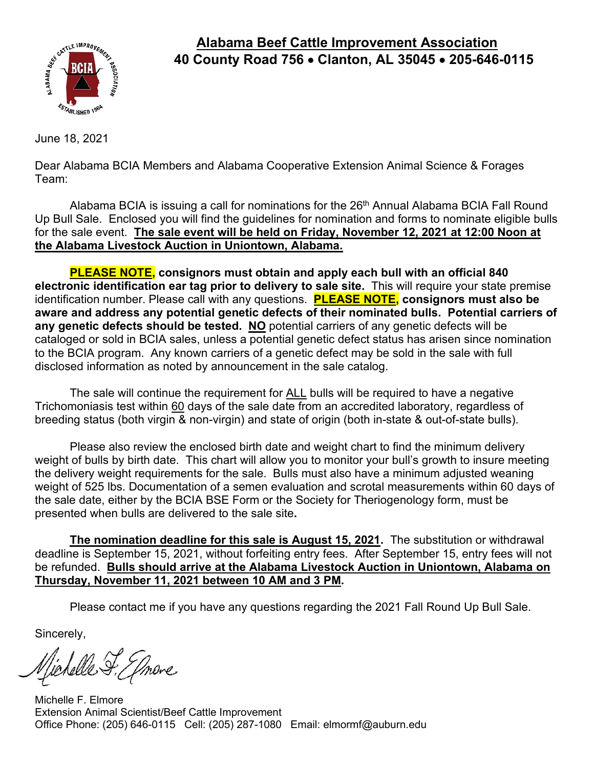# Alabama Beef Cattle Improvement Association

**40 County Road 756 • Clanton, AL 35045 • 205-646-0115**

June 18, 2021

Dear Alabama BCIA Members and Alabama Cooperative Extension Animal Science & Forages Team:

Alabama BCIA is issuing a call for nominations for the 26th Annual Alabama BCIA Fall Round Up Bull Sale. Enclosed you will find the guidelines for nomination and forms to nominate eligible bulls for the sale event. **The sale event will be held on Friday, November 12, 2021 at 12:00 Noon at the Alabama Livestock Auction in Uniontown, Alabama.**

**PLEASE NOTE, consignors must obtain and apply each bull with an official 840 electronic identification ear tag prior to delivery to sale site.** This will require your state premise identification number. Please call with any questions. **PLEASE NOTE, consignors must also be aware and address any potential genetic defects of their nominated bulls. Potential carriers of any genetic defects should be tested. NO** potential carriers of any genetic defects will be cataloged or sold in BCIA sales, unless a potential genetic defect status has arisen since nomination to the BCIA program. Any known carriers of a genetic defect may be sold in the sale with full disclosed information as noted by announcement in the sale catalog.

The sale will continue the requirement for ALL bulls will be required to have a negative Trichomoniasis test within 60 days of the sale date from an accredited laboratory, regardless of breeding status (both virgin & non-virgin) and state of origin (both in-state & out-of-state bulls).

Please also review the enclosed birth date and weight chart to find the minimum delivery weight of bulls by birth date. This chart will allow you to monitor your bull's growth to insure meeting the delivery weight requirements for the sale. Bulls must also have a minimum adjusted weaning weight of 525 lbs. Documentation of a semen evaluation and scrotal measurements within 60 days of the sale date, either by the BCIA BSE Form or the Society for Theriogenology form, must be presented when bulls are delivered to the sale site**.**

**The nomination deadline for this sale is August 15, 2021.** The substitution or withdrawal deadline is September 15, 2021, without forfeiting entry fees. After September 15, entry fees will not be refunded. **Bulls should arrive at the Alabama Livestock Auction in Uniontown, Alabama on Thursday, November 11, 2021 between 10 AM and 3 PM.**

Please contact me if you have any questions regarding the 2021 Fall Round Up Bull Sale.

Sincerely,

Michelle F. Elmore

Michelle F. Elmore
Extension Animal Scientist/Beef Cattle Improvement
Office Phone: (205) 646-0115 Cell: (205) 287-1080 Email: elmormf@auburn.edu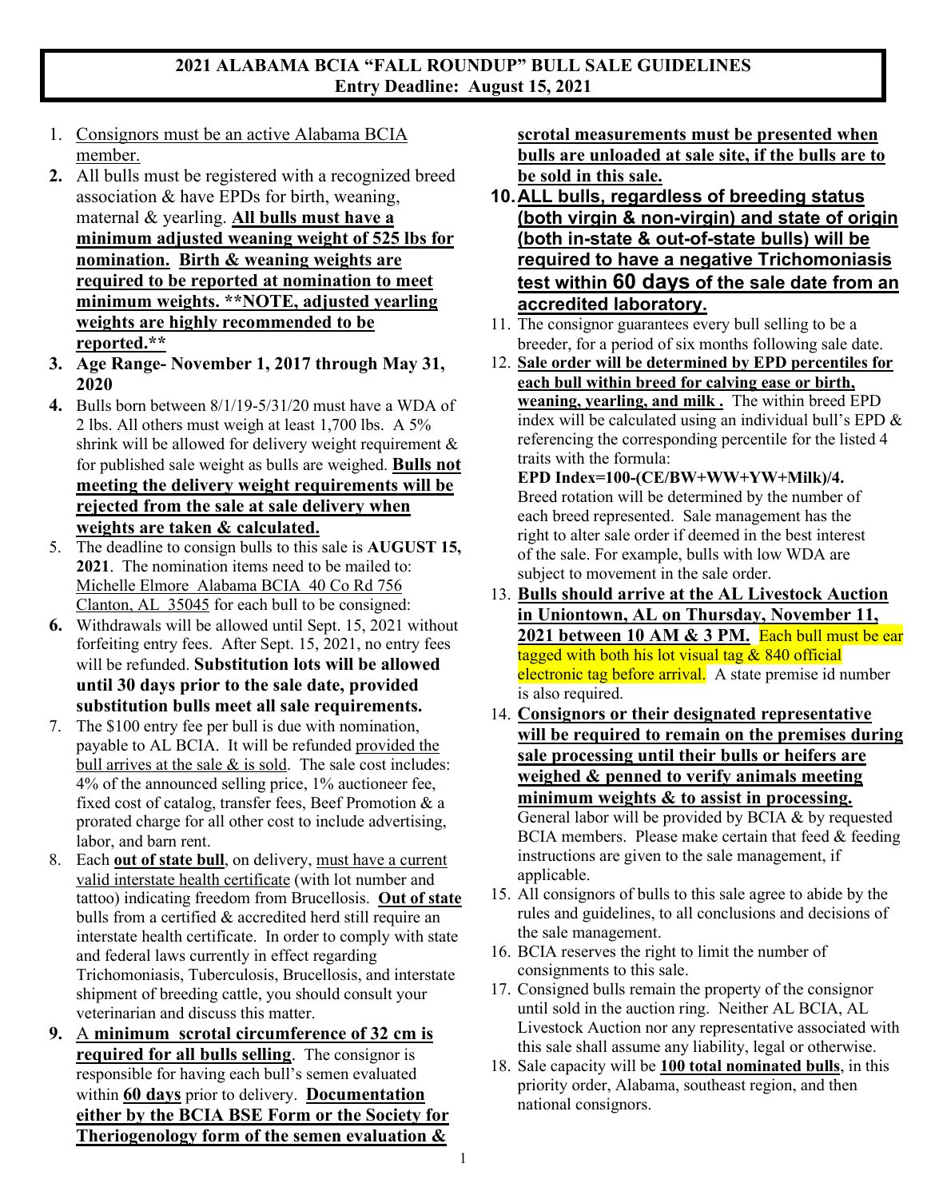# 2021 ALABAMA BCIA "FALL ROUNDUP" BULL SALE GUIDELINES
**Entry Deadline: August 15, 2021**

1. Consignors must be an active Alabama BCIA member.
2. All bulls must be registered with a recognized breed association & have EPDs for birth, weaning, maternal & yearling. **All bulls must have a minimum adjusted weaning weight of 525 lbs for nomination. Birth & weaning weights are required to be reported at nomination to meet minimum weights. **NOTE, adjusted yearling weights are highly recommended to be reported.****
3. **Age Range- November 1, 2017 through May 31, 2020**
4. Bulls born between 8/1/19-5/31/20 must have a WDA of 2 lbs. All others must weigh at least 1,700 lbs. A 5% shrink will be allowed for delivery weight requirement & for published sale weight as bulls are weighed. **Bulls not meeting the delivery weight requirements will be rejected from the sale at sale delivery when weights are taken & calculated.**
5. The deadline to consign bulls to this sale is **AUGUST 15, 2021**. The nomination items need to be mailed to: Michelle Elmore Alabama BCIA 40 Co Rd 756 Clanton, AL 35045 for each bull to be consigned:
6. Withdrawals will be allowed until Sept. 15, 2021 without forfeiting entry fees. After Sept. 15, 2021, no entry fees will be refunded. **Substitution lots will be allowed until 30 days prior to the sale date, provided substitution bulls meet all sale requirements.**
7. The $100 entry fee per bull is due with nomination, payable to AL BCIA. It will be refunded provided the bull arrives at the sale & is sold. The sale cost includes: 4% of the announced selling price, 1% auctioneer fee, fixed cost of catalog, transfer fees, Beef Promotion & a prorated charge for all other cost to include advertising, labor, and barn rent.
8. Each **out of state bull**, on delivery, must have a current valid interstate health certificate (with lot number and tattoo) indicating freedom from Brucellosis. **Out of state** bulls from a certified & accredited herd still require an interstate health certificate. In order to comply with state and federal laws currently in effect regarding Trichomoniasis, Tuberculosis, Brucellosis, and interstate shipment of breeding cattle, you should consult your veterinarian and discuss this matter.
9. A **minimum scrotal circumference of 32 cm is required for all bulls selling**. The consignor is responsible for having each bull's semen evaluated within **60 days** prior to delivery. **Documentation either by the BCIA BSE Form or the Society for Theriogenology form of the semen evaluation & scrotal measurements must be presented when bulls are unloaded at sale site, if the bulls are to be sold in this sale.**
10. **ALL bulls, regardless of breeding status (both virgin & non-virgin) and state of origin (both in-state & out-of-state bulls) will be required to have a negative Trichomoniasis test within 60 days of the sale date from an accredited laboratory.**
11. The consignor guarantees every bull selling to be a breeder, for a period of six months following sale date.
12. **Sale order will be determined by EPD percentiles for each bull within breed for calving ease or birth, weaning, yearling, and milk .** The within breed EPD index will be calculated using an individual bull's EPD & referencing the corresponding percentile for the listed 4 traits with the formula:
    **EPD Index=100-(CE/BW+WW+YW+Milk)/4.**
    Breed rotation will be determined by the number of each breed represented. Sale management has the right to alter sale order if deemed in the best interest of the sale. For example, bulls with low WDA are subject to movement in the sale order.
13. **Bulls should arrive at the AL Livestock Auction in Uniontown, AL on Thursday, November 11, 2021 between 10 AM & 3 PM.** Each bull must be ear tagged with both his lot visual tag & 840 official electronic tag before arrival. A state premise id number is also required.
14. **Consignors or their designated representative will be required to remain on the premises during sale processing until their bulls or heifers are weighed & penned to verify animals meeting minimum weights & to assist in processing.** General labor will be provided by BCIA & by requested BCIA members. Please make certain that feed & feeding instructions are given to the sale management, if applicable.
15. All consignors of bulls to this sale agree to abide by the rules and guidelines, to all conclusions and decisions of the sale management.
16. BCIA reserves the right to limit the number of consignments to this sale.
17. Consigned bulls remain the property of the consignor until sold in the auction ring. Neither AL BCIA, AL Livestock Auction nor any representative associated with this sale shall assume any liability, legal or otherwise.
18. Sale capacity will be **100 total nominated bulls**, in this priority order, Alabama, southeast region, and then national consignors.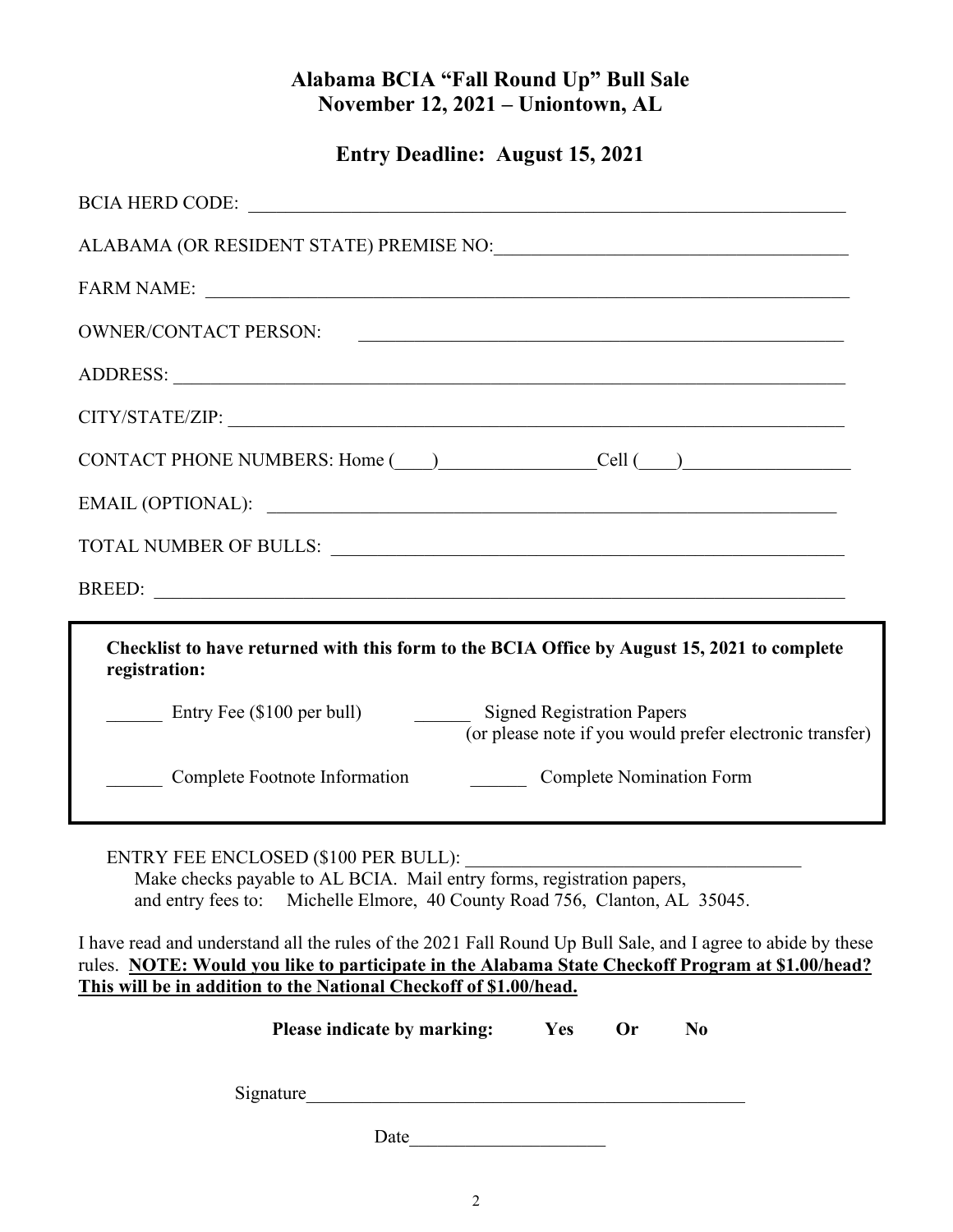## Alabama BCIA "Fall Round Up" Bull Sale
## November 12, 2021 – Uniontown, AL

### Entry Deadline: August 15, 2021

BCIA HERD CODE: ____________________________________________________________________

ALABAMA (OR RESIDENT STATE) PREMISE NO:______________________________________

FARM NAME: ________________________________________________________________________

OWNER/CONTACT PERSON: ____________________________________________________

ADDRESS: __________________________________________________________________________

CITY/STATE/ZIP: ____________________________________________________________________

CONTACT PHONE NUMBERS: Home (____)________________Cell (____)_________________

EMAIL (OPTIONAL): ___________________________________________________________

TOTAL NUMBER OF BULLS: ___________________________________________________

BREED: ____________________________________________________________________________

**Checklist to have returned with this form to the BCIA Office by August 15, 2021 to complete registration:**

______ Entry Fee ($100 per bull)

______ Signed Registration Papers (or please note if you would prefer electronic transfer)

______ Complete Footnote Information

______ Complete Nomination Form

ENTRY FEE ENCLOSED ($100 PER BULL): ____________________________________
Make checks payable to AL BCIA. Mail entry forms, registration papers, and entry fees to: Michelle Elmore, 40 County Road 756, Clanton, AL 35045.

I have read and understand all the rules of the 2021 Fall Round Up Bull Sale, and I agree to abide by these rules. **NOTE: Would you like to participate in the Alabama State Checkoff Program at $1.00/head? This will be in addition to the National Checkoff of $1.00/head.**

**Please indicate by marking: Yes Or No**

Signature_______________________________________________

Date____________________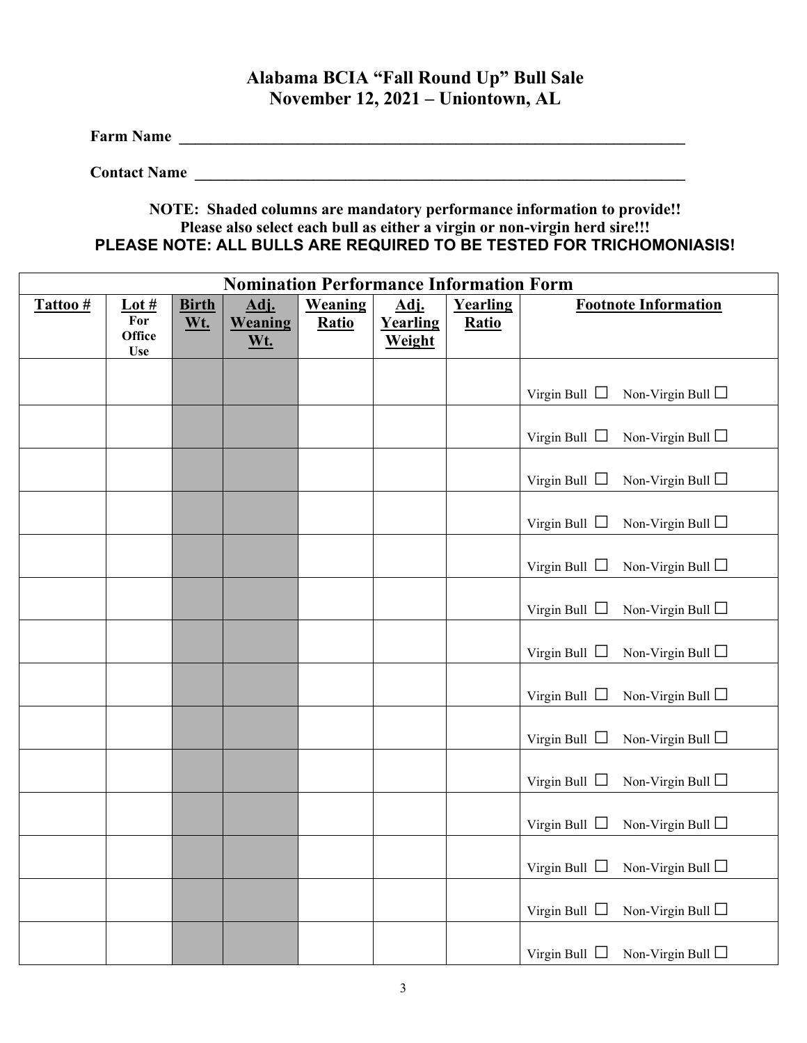## Alabama BCIA "Fall Round Up" Bull Sale
## November 12, 2021 – Uniontown, AL

**Farm Name** ____________________________________________________________

**Contact Name** __________________________________________________________

**NOTE: Shaded columns are mandatory performance information to provide!!**
**Please also select each bull as either a virgin or non-virgin herd sire!!!**
**PLEASE NOTE: ALL BULLS ARE REQUIRED TO BE TESTED FOR TRICHOMONIASIS!**

| Nomination Performance Information Form | | | | | | | |
|---|---|---|---|---|---|---|---|
| **Tattoo #** | **Lot # For Office Use** | **Birth Wt.** | **Adj. Weaning Wt.** | **Weaning Ratio** | **Adj. Yearling Weight** | **Yearling Ratio** | **Footnote Information** |
| | | | | | | | Virgin Bull ☐ Non-Virgin Bull ☐ |
| | | | | | | | Virgin Bull ☐ Non-Virgin Bull ☐ |
| | | | | | | | Virgin Bull ☐ Non-Virgin Bull ☐ |
| | | | | | | | Virgin Bull ☐ Non-Virgin Bull ☐ |
| | | | | | | | Virgin Bull ☐ Non-Virgin Bull ☐ |
| | | | | | | | Virgin Bull ☐ Non-Virgin Bull ☐ |
| | | | | | | | Virgin Bull ☐ Non-Virgin Bull ☐ |
| | | | | | | | Virgin Bull ☐ Non-Virgin Bull ☐ |
| | | | | | | | Virgin Bull ☐ Non-Virgin Bull ☐ |
| | | | | | | | Virgin Bull ☐ Non-Virgin Bull ☐ |
| | | | | | | | Virgin Bull ☐ Non-Virgin Bull ☐ |
| | | | | | | | Virgin Bull ☐ Non-Virgin Bull ☐ |
| | | | | | | | Virgin Bull ☐ Non-Virgin Bull ☐ |
| | | | | | | | Virgin Bull ☐ Non-Virgin Bull ☐ |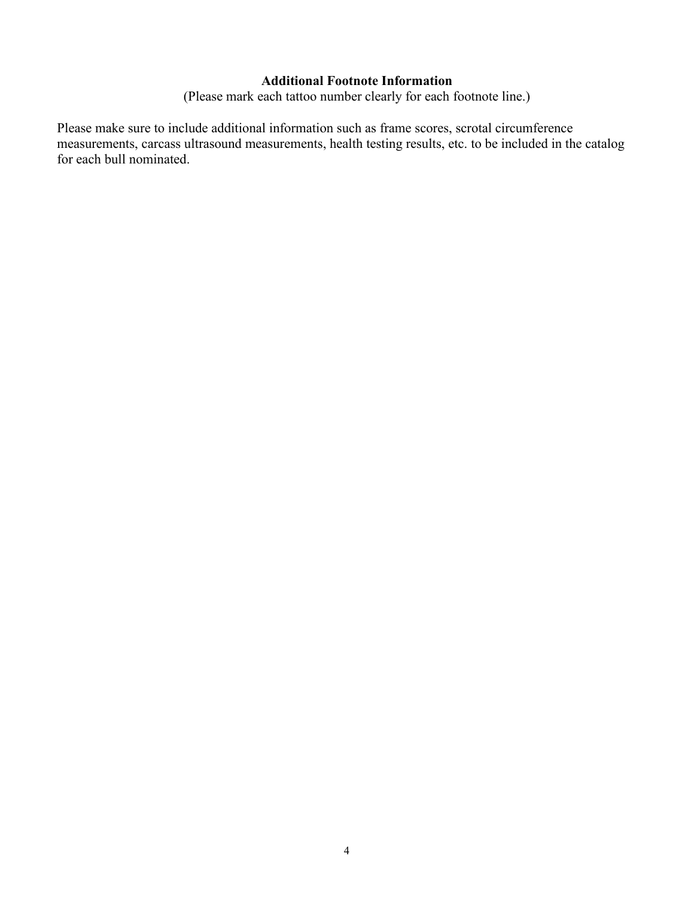**Additional Footnote Information**

(Please mark each tattoo number clearly for each footnote line.)

Please make sure to include additional information such as frame scores, scrotal circumference measurements, carcass ultrasound measurements, health testing results, etc. to be included in the catalog for each bull nominated.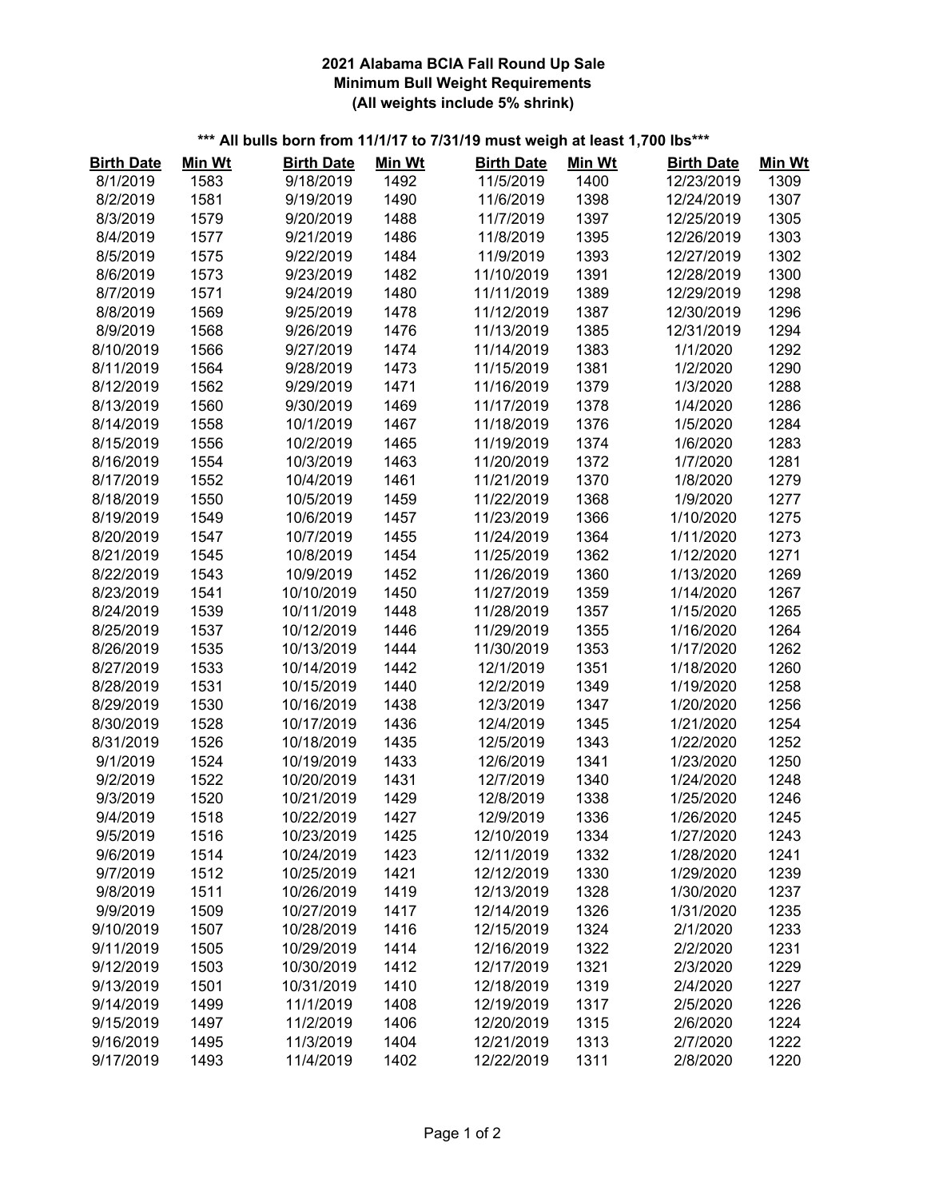# 2021 Alabama BCIA Fall Round Up Sale
## Minimum Bull Weight Requirements
### (All weights include 5% shrink)

**\*\*\* All bulls born from 11/1/17 to 7/31/19 must weigh at least 1,700 lbs\*\*\***

| Birth Date | Min Wt | Birth Date | Min Wt | Birth Date | Min Wt | Birth Date | Min Wt |
|---|---|---|---|---|---|---|---|
| 8/1/2019 | 1583 | 9/18/2019 | 1492 | 11/5/2019 | 1400 | 12/23/2019 | 1309 |
| 8/2/2019 | 1581 | 9/19/2019 | 1490 | 11/6/2019 | 1398 | 12/24/2019 | 1307 |
| 8/3/2019 | 1579 | 9/20/2019 | 1488 | 11/7/2019 | 1397 | 12/25/2019 | 1305 |
| 8/4/2019 | 1577 | 9/21/2019 | 1486 | 11/8/2019 | 1395 | 12/26/2019 | 1303 |
| 8/5/2019 | 1575 | 9/22/2019 | 1484 | 11/9/2019 | 1393 | 12/27/2019 | 1302 |
| 8/6/2019 | 1573 | 9/23/2019 | 1482 | 11/10/2019 | 1391 | 12/28/2019 | 1300 |
| 8/7/2019 | 1571 | 9/24/2019 | 1480 | 11/11/2019 | 1389 | 12/29/2019 | 1298 |
| 8/8/2019 | 1569 | 9/25/2019 | 1478 | 11/12/2019 | 1387 | 12/30/2019 | 1296 |
| 8/9/2019 | 1568 | 9/26/2019 | 1476 | 11/13/2019 | 1385 | 12/31/2019 | 1294 |
| 8/10/2019 | 1566 | 9/27/2019 | 1474 | 11/14/2019 | 1383 | 1/1/2020 | 1292 |
| 8/11/2019 | 1564 | 9/28/2019 | 1473 | 11/15/2019 | 1381 | 1/2/2020 | 1290 |
| 8/12/2019 | 1562 | 9/29/2019 | 1471 | 11/16/2019 | 1379 | 1/3/2020 | 1288 |
| 8/13/2019 | 1560 | 9/30/2019 | 1469 | 11/17/2019 | 1378 | 1/4/2020 | 1286 |
| 8/14/2019 | 1558 | 10/1/2019 | 1467 | 11/18/2019 | 1376 | 1/5/2020 | 1284 |
| 8/15/2019 | 1556 | 10/2/2019 | 1465 | 11/19/2019 | 1374 | 1/6/2020 | 1283 |
| 8/16/2019 | 1554 | 10/3/2019 | 1463 | 11/20/2019 | 1372 | 1/7/2020 | 1281 |
| 8/17/2019 | 1552 | 10/4/2019 | 1461 | 11/21/2019 | 1370 | 1/8/2020 | 1279 |
| 8/18/2019 | 1550 | 10/5/2019 | 1459 | 11/22/2019 | 1368 | 1/9/2020 | 1277 |
| 8/19/2019 | 1549 | 10/6/2019 | 1457 | 11/23/2019 | 1366 | 1/10/2020 | 1275 |
| 8/20/2019 | 1547 | 10/7/2019 | 1455 | 11/24/2019 | 1364 | 1/11/2020 | 1273 |
| 8/21/2019 | 1545 | 10/8/2019 | 1454 | 11/25/2019 | 1362 | 1/12/2020 | 1271 |
| 8/22/2019 | 1543 | 10/9/2019 | 1452 | 11/26/2019 | 1360 | 1/13/2020 | 1269 |
| 8/23/2019 | 1541 | 10/10/2019 | 1450 | 11/27/2019 | 1359 | 1/14/2020 | 1267 |
| 8/24/2019 | 1539 | 10/11/2019 | 1448 | 11/28/2019 | 1357 | 1/15/2020 | 1265 |
| 8/25/2019 | 1537 | 10/12/2019 | 1446 | 11/29/2019 | 1355 | 1/16/2020 | 1264 |
| 8/26/2019 | 1535 | 10/13/2019 | 1444 | 11/30/2019 | 1353 | 1/17/2020 | 1262 |
| 8/27/2019 | 1533 | 10/14/2019 | 1442 | 12/1/2019 | 1351 | 1/18/2020 | 1260 |
| 8/28/2019 | 1531 | 10/15/2019 | 1440 | 12/2/2019 | 1349 | 1/19/2020 | 1258 |
| 8/29/2019 | 1530 | 10/16/2019 | 1438 | 12/3/2019 | 1347 | 1/20/2020 | 1256 |
| 8/30/2019 | 1528 | 10/17/2019 | 1436 | 12/4/2019 | 1345 | 1/21/2020 | 1254 |
| 8/31/2019 | 1526 | 10/18/2019 | 1435 | 12/5/2019 | 1343 | 1/22/2020 | 1252 |
| 9/1/2019 | 1524 | 10/19/2019 | 1433 | 12/6/2019 | 1341 | 1/23/2020 | 1250 |
| 9/2/2019 | 1522 | 10/20/2019 | 1431 | 12/7/2019 | 1340 | 1/24/2020 | 1248 |
| 9/3/2019 | 1520 | 10/21/2019 | 1429 | 12/8/2019 | 1338 | 1/25/2020 | 1246 |
| 9/4/2019 | 1518 | 10/22/2019 | 1427 | 12/9/2019 | 1336 | 1/26/2020 | 1245 |
| 9/5/2019 | 1516 | 10/23/2019 | 1425 | 12/10/2019 | 1334 | 1/27/2020 | 1243 |
| 9/6/2019 | 1514 | 10/24/2019 | 1423 | 12/11/2019 | 1332 | 1/28/2020 | 1241 |
| 9/7/2019 | 1512 | 10/25/2019 | 1421 | 12/12/2019 | 1330 | 1/29/2020 | 1239 |
| 9/8/2019 | 1511 | 10/26/2019 | 1419 | 12/13/2019 | 1328 | 1/30/2020 | 1237 |
| 9/9/2019 | 1509 | 10/27/2019 | 1417 | 12/14/2019 | 1326 | 1/31/2020 | 1235 |
| 9/10/2019 | 1507 | 10/28/2019 | 1416 | 12/15/2019 | 1324 | 2/1/2020 | 1233 |
| 9/11/2019 | 1505 | 10/29/2019 | 1414 | 12/16/2019 | 1322 | 2/2/2020 | 1231 |
| 9/12/2019 | 1503 | 10/30/2019 | 1412 | 12/17/2019 | 1321 | 2/3/2020 | 1229 |
| 9/13/2019 | 1501 | 10/31/2019 | 1410 | 12/18/2019 | 1319 | 2/4/2020 | 1227 |
| 9/14/2019 | 1499 | 11/1/2019 | 1408 | 12/19/2019 | 1317 | 2/5/2020 | 1226 |
| 9/15/2019 | 1497 | 11/2/2019 | 1406 | 12/20/2019 | 1315 | 2/6/2020 | 1224 |
| 9/16/2019 | 1495 | 11/3/2019 | 1404 | 12/21/2019 | 1313 | 2/7/2020 | 1222 |
| 9/17/2019 | 1493 | 11/4/2019 | 1402 | 12/22/2019 | 1311 | 2/8/2020 | 1220 |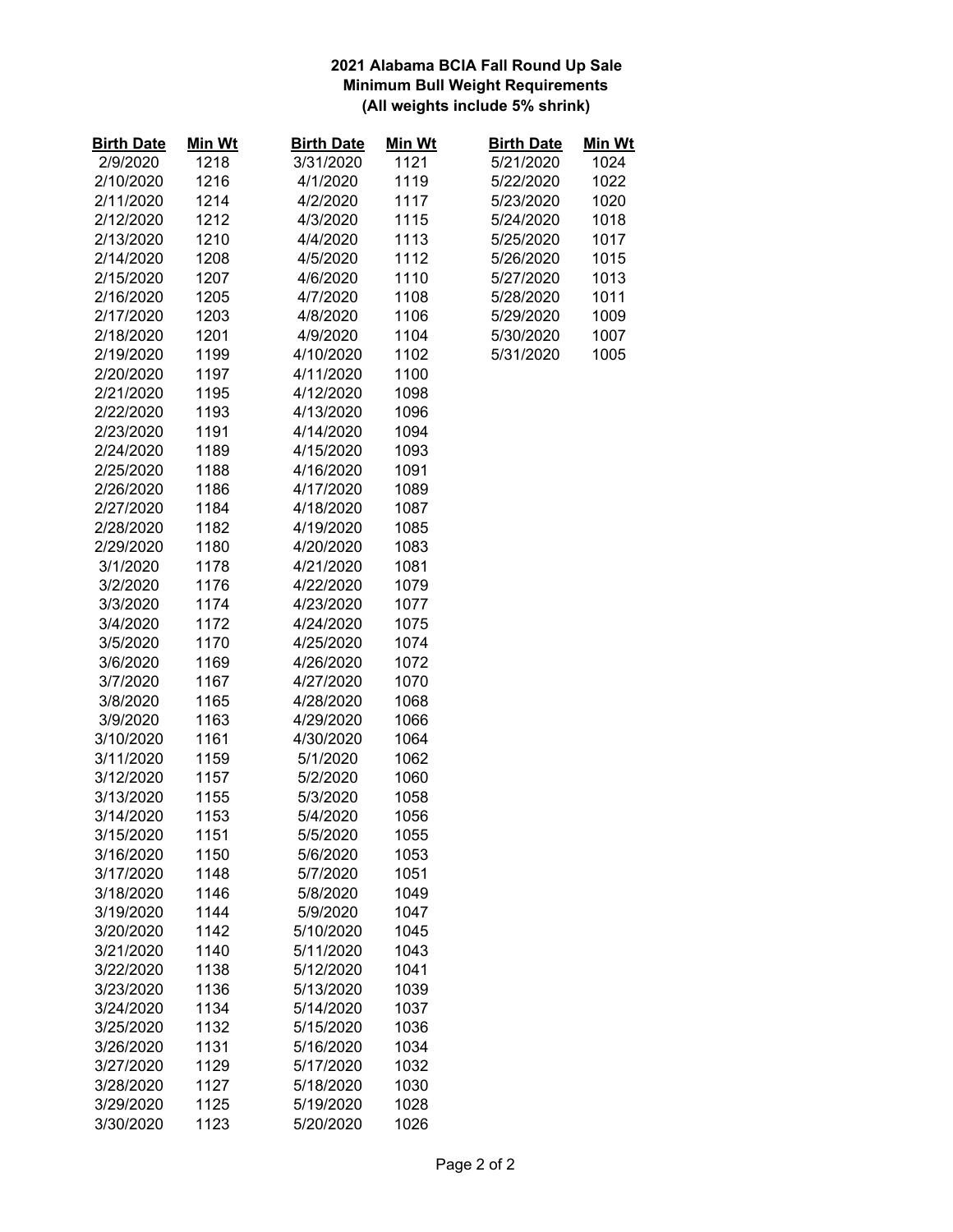### 2021 Alabama BCIA Fall Round Up Sale
### Minimum Bull Weight Requirements
### (All weights include 5% shrink)

| Birth Date | Min Wt | Birth Date | Min Wt | Birth Date | Min Wt |
|---|---|---|---|---|---|
| 2/9/2020 | 1218 | 3/31/2020 | 1121 | 5/21/2020 | 1024 |
| 2/10/2020 | 1216 | 4/1/2020 | 1119 | 5/22/2020 | 1022 |
| 2/11/2020 | 1214 | 4/2/2020 | 1117 | 5/23/2020 | 1020 |
| 2/12/2020 | 1212 | 4/3/2020 | 1115 | 5/24/2020 | 1018 |
| 2/13/2020 | 1210 | 4/4/2020 | 1113 | 5/25/2020 | 1017 |
| 2/14/2020 | 1208 | 4/5/2020 | 1112 | 5/26/2020 | 1015 |
| 2/15/2020 | 1207 | 4/6/2020 | 1110 | 5/27/2020 | 1013 |
| 2/16/2020 | 1205 | 4/7/2020 | 1108 | 5/28/2020 | 1011 |
| 2/17/2020 | 1203 | 4/8/2020 | 1106 | 5/29/2020 | 1009 |
| 2/18/2020 | 1201 | 4/9/2020 | 1104 | 5/30/2020 | 1007 |
| 2/19/2020 | 1199 | 4/10/2020 | 1102 | 5/31/2020 | 1005 |
| 2/20/2020 | 1197 | 4/11/2020 | 1100 | | |
| 2/21/2020 | 1195 | 4/12/2020 | 1098 | | |
| 2/22/2020 | 1193 | 4/13/2020 | 1096 | | |
| 2/23/2020 | 1191 | 4/14/2020 | 1094 | | |
| 2/24/2020 | 1189 | 4/15/2020 | 1093 | | |
| 2/25/2020 | 1188 | 4/16/2020 | 1091 | | |
| 2/26/2020 | 1186 | 4/17/2020 | 1089 | | |
| 2/27/2020 | 1184 | 4/18/2020 | 1087 | | |
| 2/28/2020 | 1182 | 4/19/2020 | 1085 | | |
| 2/29/2020 | 1180 | 4/20/2020 | 1083 | | |
| 3/1/2020 | 1178 | 4/21/2020 | 1081 | | |
| 3/2/2020 | 1176 | 4/22/2020 | 1079 | | |
| 3/3/2020 | 1174 | 4/23/2020 | 1077 | | |
| 3/4/2020 | 1172 | 4/24/2020 | 1075 | | |
| 3/5/2020 | 1170 | 4/25/2020 | 1074 | | |
| 3/6/2020 | 1169 | 4/26/2020 | 1072 | | |
| 3/7/2020 | 1167 | 4/27/2020 | 1070 | | |
| 3/8/2020 | 1165 | 4/28/2020 | 1068 | | |
| 3/9/2020 | 1163 | 4/29/2020 | 1066 | | |
| 3/10/2020 | 1161 | 4/30/2020 | 1064 | | |
| 3/11/2020 | 1159 | 5/1/2020 | 1062 | | |
| 3/12/2020 | 1157 | 5/2/2020 | 1060 | | |
| 3/13/2020 | 1155 | 5/3/2020 | 1058 | | |
| 3/14/2020 | 1153 | 5/4/2020 | 1056 | | |
| 3/15/2020 | 1151 | 5/5/2020 | 1055 | | |
| 3/16/2020 | 1150 | 5/6/2020 | 1053 | | |
| 3/17/2020 | 1148 | 5/7/2020 | 1051 | | |
| 3/18/2020 | 1146 | 5/8/2020 | 1049 | | |
| 3/19/2020 | 1144 | 5/9/2020 | 1047 | | |
| 3/20/2020 | 1142 | 5/10/2020 | 1045 | | |
| 3/21/2020 | 1140 | 5/11/2020 | 1043 | | |
| 3/22/2020 | 1138 | 5/12/2020 | 1041 | | |
| 3/23/2020 | 1136 | 5/13/2020 | 1039 | | |
| 3/24/2020 | 1134 | 5/14/2020 | 1037 | | |
| 3/25/2020 | 1132 | 5/15/2020 | 1036 | | |
| 3/26/2020 | 1131 | 5/16/2020 | 1034 | | |
| 3/27/2020 | 1129 | 5/17/2020 | 1032 | | |
| 3/28/2020 | 1127 | 5/18/2020 | 1030 | | |
| 3/29/2020 | 1125 | 5/19/2020 | 1028 | | |
| 3/30/2020 | 1123 | 5/20/2020 | 1026 | | |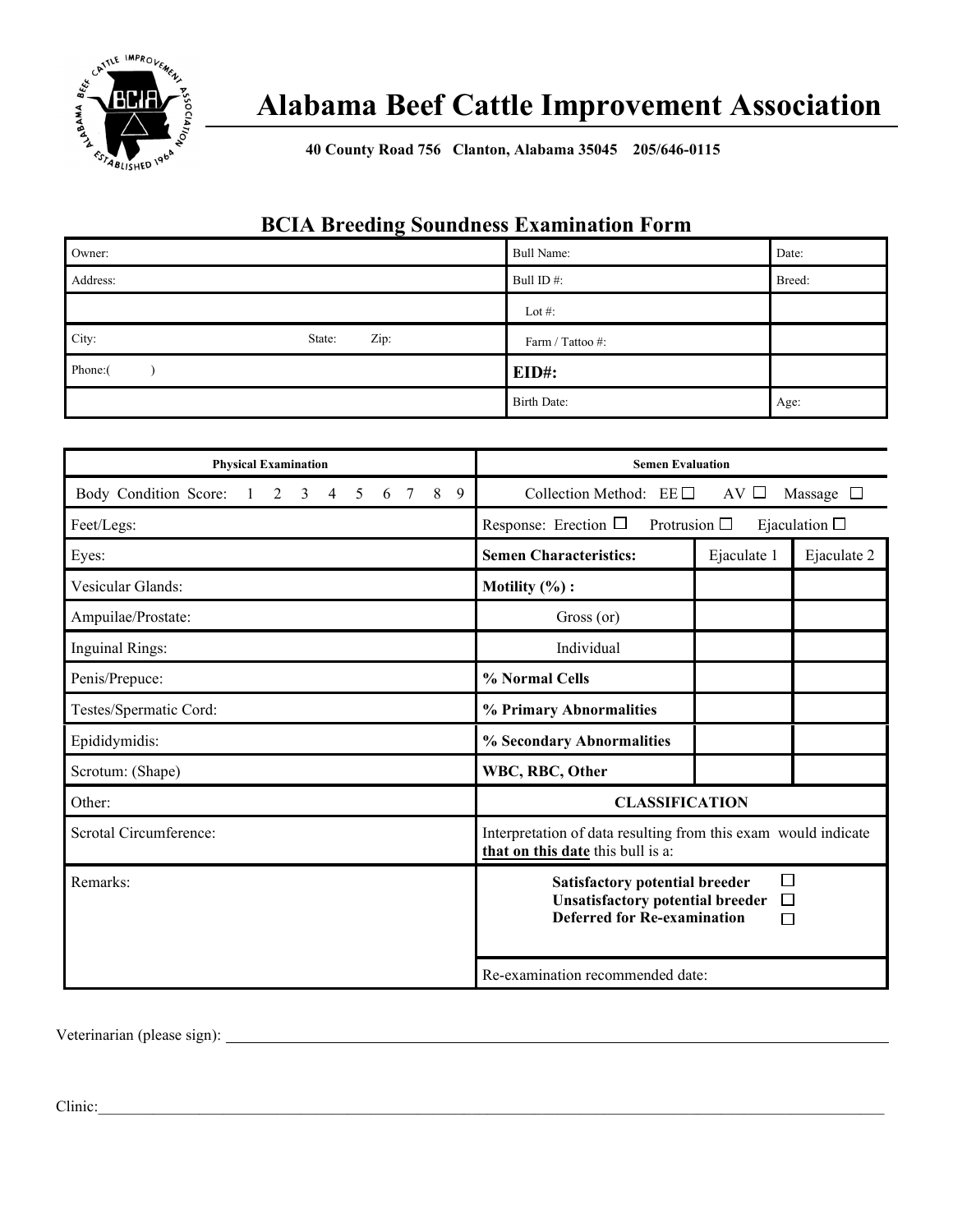# Alabama Beef Cattle Improvement Association

**40 County Road 756 Clanton, Alabama 35045 205/646-0115**

## BCIA Breeding Soundness Examination Form

| | | |
|---|---|---|
| Owner: | Bull Name: | Date: |
| Address: | Bull ID #: | Breed: |
| | Lot #: | |
| City: State: Zip: | Farm / Tattoo #: | |
| Phone:( ) | **EID#:** | |
| | Birth Date: | Age: |

| **Physical Examination** | **Semen Evaluation** | | |
|---|---|---|---|
| Body Condition Score: 1 2 3 4 5 6 7 8 9 | Collection Method: EE ☐ AV ☐ Massage ☐ | | |
| Feet/Legs: | Response: Erection ☐ Protrusion ☐ Ejaculation ☐ | | |
| Eyes: | **Semen Characteristics:** | Ejaculate 1 | Ejaculate 2 |
| Vesicular Glands: | **Motility (%) :** | | |
| Ampuilae/Prostate: | Gross (or) | | |
| Inguinal Rings: | Individual | | |
| Penis/Prepuce: | **% Normal Cells** | | |
| Testes/Spermatic Cord: | **% Primary Abnormalities** | | |
| Epididymidis: | **% Secondary Abnormalities** | | |
| Scrotum: (Shape) | **WBC, RBC, Other** | | |
| Other: | **CLASSIFICATION** | | |
| Scrotal Circumference: | Interpretation of data resulting from this exam would indicate **that on this date** this bull is a: | | |
| Remarks: | **Satisfactory potential breeder** ☐<br>**Unsatisfactory potential breeder** ☐<br>**Deferred for Re-examination** ☐ | | |
| | Re-examination recommended date: | | |

Veterinarian (please sign): ____________________

Clinic: ____________________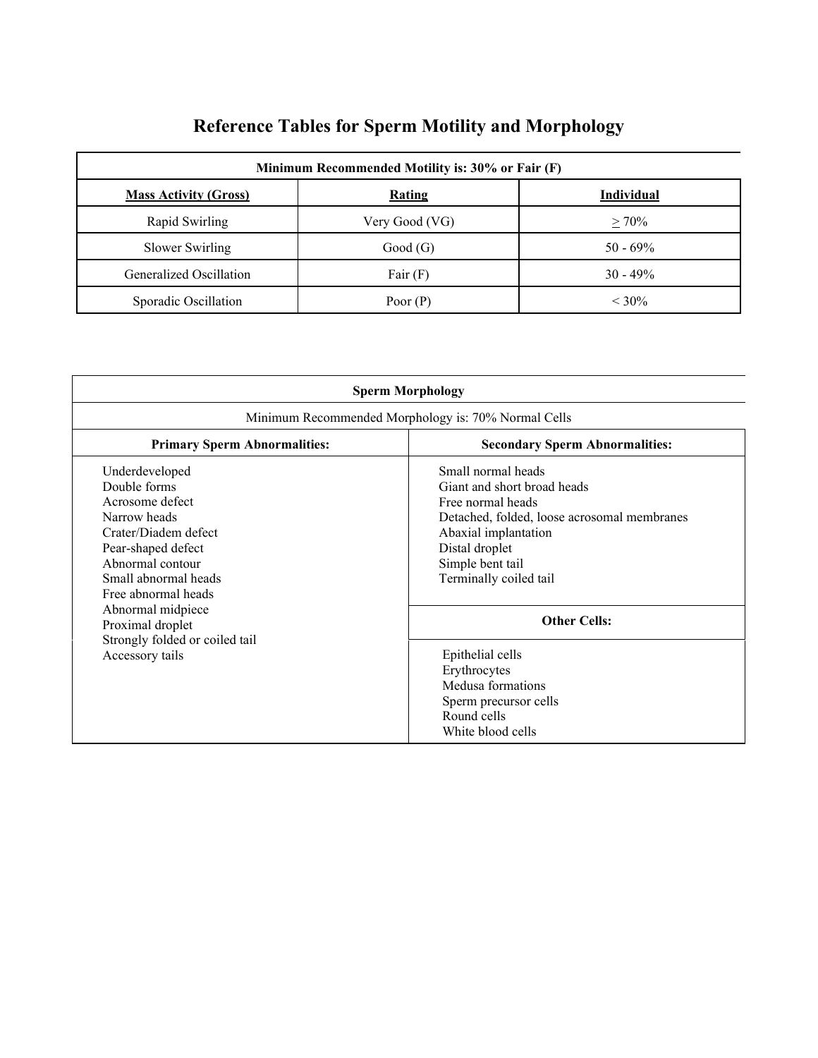# Reference Tables for Sperm Motility and Morphology

| Minimum Recommended Motility is: 30% or Fair (F) | | |
|---|---|---|
| **Mass Activity (Gross)** | **Rating** | **Individual** |
| Rapid Swirling | Very Good (VG) | $\geq$ 70% |
| Slower Swirling | Good (G) | 50 - 69% |
| Generalized Oscillation | Fair (F) | 30 - 49% |
| Sporadic Oscillation | Poor (P) | < 30% |

| Sperm Morphology | |
|---|---|
| Minimum Recommended Morphology is: 70% Normal Cells | |
| **Primary Sperm Abnormalities:** | **Secondary Sperm Abnormalities:** |
| Underdeveloped<br>Double forms<br>Acrosome defect<br>Narrow heads<br>Crater/Diadem defect<br>Pear-shaped defect<br>Abnormal contour<br>Small abnormal heads<br>Free abnormal heads<br>Abnormal midpiece<br>Proximal droplet<br>Strongly folded or coiled tail<br>Accessory tails | Small normal heads<br>Giant and short broad heads<br>Free normal heads<br>Detached, folded, loose acrosomal membranes<br>Abaxial implantation<br>Distal droplet<br>Simple bent tail<br>Terminally coiled tail |
| | **Other Cells:** |
| | Epithelial cells<br>Erythrocytes<br>Medusa formations<br>Sperm precursor cells<br>Round cells<br>White blood cells |